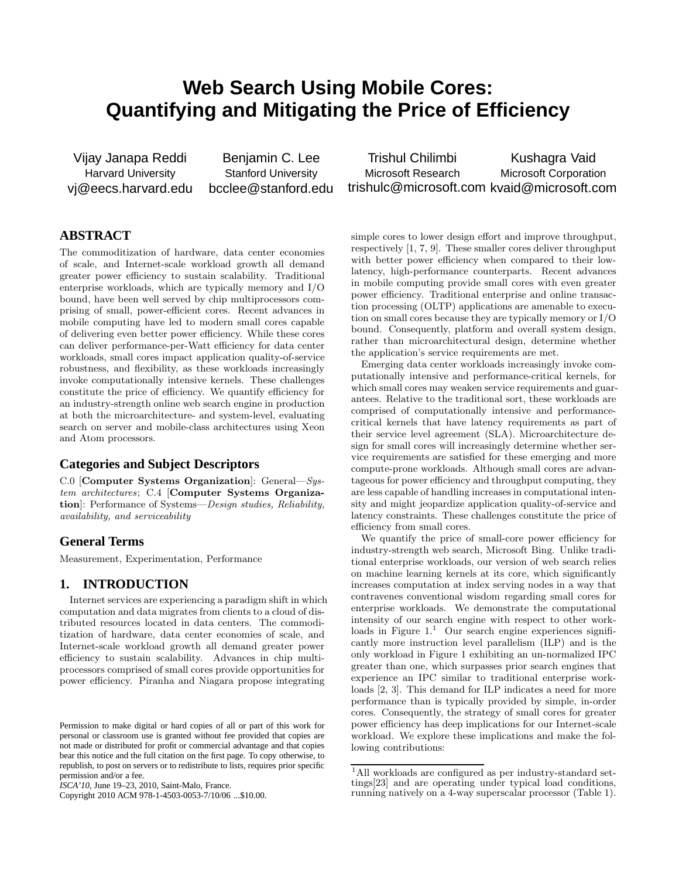# Web Search Using Mobile Cores: Quantifying and Mitigating the Price of Efficiency

Vijay Janapa Reddi
Harvard University
vj@eecs.harvard.edu

Benjamin C. Lee
Stanford University
bcclee@stanford.edu

Trishul Chilimbi
Microsoft Research
trishulc@microsoft.com

Kushagra Vaid
Microsoft Corporation
kvaid@microsoft.com

## ABSTRACT

The commoditization of hardware, data center economies of scale, and Internet-scale workload growth all demand greater power efficiency to sustain scalability. Traditional enterprise workloads, which are typically memory and I/O bound, have been well served by chip multiprocessors comprising of small, power-efficient cores. Recent advances in mobile computing have led to modern small cores capable of delivering even better power efficiency. While these cores can deliver performance-per-Watt efficiency for data center workloads, small cores impact application quality-of-service robustness, and flexibility, as these workloads increasingly invoke computationally intensive kernels. These challenges constitute the price of efficiency. We quantify efficiency for an industry-strength online web search engine in production at both the microarchitecture- and system-level, evaluating search on server and mobile-class architectures using Xeon and Atom processors.

### Categories and Subject Descriptors

C.0 [**Computer Systems Organization**]: General—*System architectures*; C.4 [**Computer Systems Organization**]: Performance of Systems—*Design studies, Reliability, availability, and serviceability*

### General Terms

Measurement, Experimentation, Performance

## 1. INTRODUCTION

Internet services are experiencing a paradigm shift in which computation and data migrates from clients to a cloud of distributed resources located in data centers. The commoditization of hardware, data center economies of scale, and Internet-scale workload growth all demand greater power efficiency to sustain scalability. Advances in chip multiprocessors comprised of small cores provide opportunities for power efficiency. Piranha and Niagara propose integrating simple cores to lower design effort and improve throughput, respectively [1, 7, 9]. These smaller cores deliver throughput with better power efficiency when compared to their low-latency, high-performance counterparts. Recent advances in mobile computing provide small cores with even greater power efficiency. Traditional enterprise and online transaction processing (OLTP) applications are amenable to execution on small cores because they are typically memory or I/O bound. Consequently, platform and overall system design, rather than microarchitectural design, determine whether the application's service requirements are met.

Emerging data center workloads increasingly invoke computationally intensive and performance-critical kernels, for which small cores may weaken service requirements and guarantees. Relative to the traditional sort, these workloads are comprised of computationally intensive and performance-critical kernels that have latency requirements as part of their service level agreement (SLA). Microarchitecture design for small cores will increasingly determine whether service requirements are satisfied for these emerging and more compute-prone workloads. Although small cores are advantageous for power efficiency and throughput computing, they are less capable of handling increases in computational intensity and might jeopardize application quality-of-service and latency constraints. These challenges constitute the price of efficiency from small cores.

We quantify the price of small-core power efficiency for industry-strength web search, Microsoft Bing. Unlike traditional enterprise workloads, our version of web search relies on machine learning kernels at its core, which significantly increases computation at index serving nodes in a way that contravenes conventional wisdom regarding small cores for enterprise workloads. We demonstrate the computational intensity of our search engine with respect to other workloads in Figure 1.[1] Our search engine experiences significantly more instruction level parallelism (ILP) and is the only workload in Figure 1 exhibiting an un-normalized IPC greater than one, which surpasses prior search engines that experience an IPC similar to traditional enterprise workloads [2, 3]. This demand for ILP indicates a need for more performance than is typically provided by simple, in-order cores. Consequently, the strategy of small cores for greater power efficiency has deep implications for our Internet-scale workload. We explore these implications and make the following contributions:

[1] All workloads are configured as per industry-standard settings[23] and are operating under typical load conditions, running natively on a 4-way superscalar processor (Table 1).

Permission to make digital or hard copies of all or part of this work for personal or classroom use is granted without fee provided that copies are not made or distributed for profit or commercial advantage and that copies bear this notice and the full citation on the first page. To copy otherwise, to republish, to post on servers or to redistribute to lists, requires prior specific permission and/or a fee.
*ISCA'10*, June 19–23, 2010, Saint-Malo, France.
Copyright 2010 ACM 978-1-4503-0053-7/10/06 ...$10.00.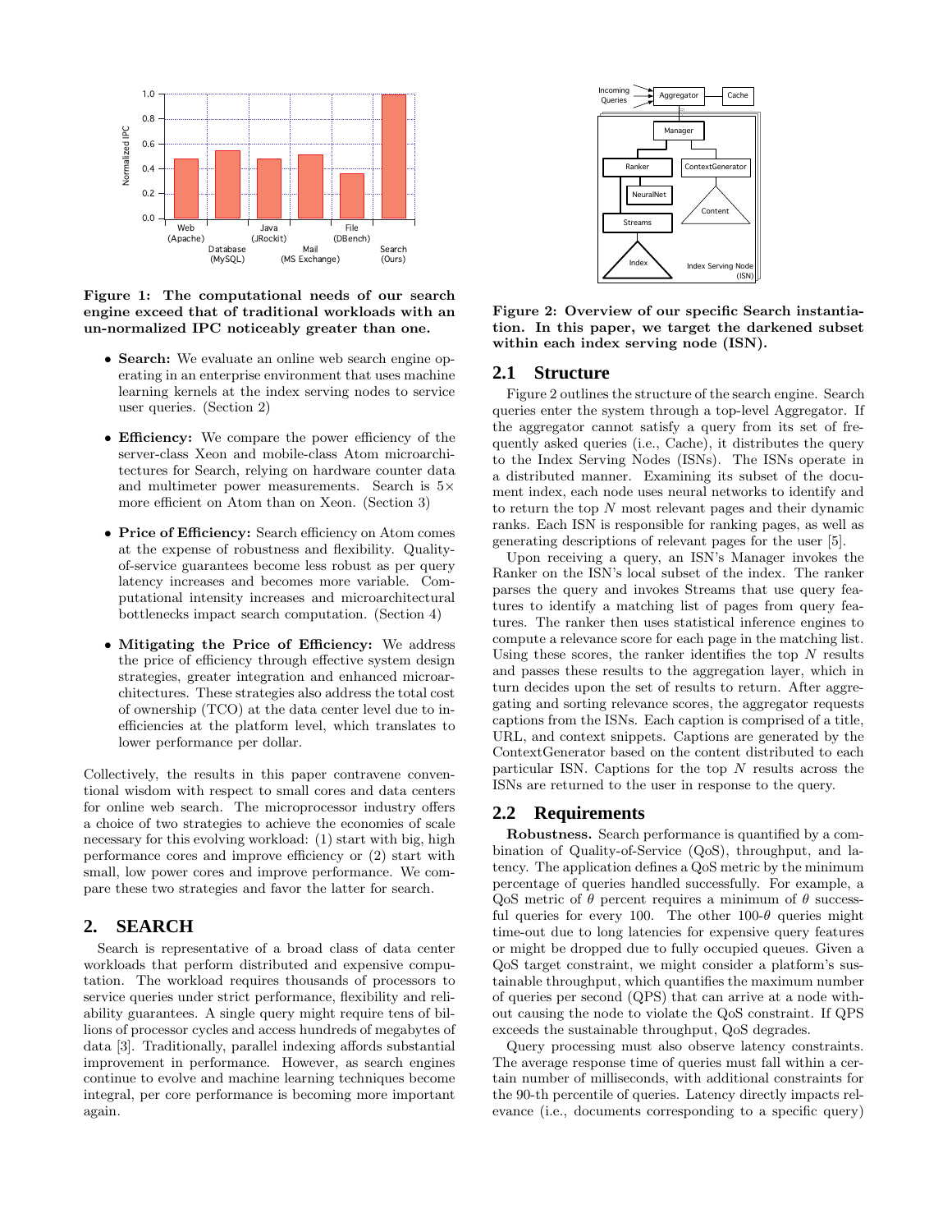1.0
0.8
0.6
0.4
0.2
0.0

Normalized IPC

Web (Apache)
Database (MySQL)
Java (JRockit)
Mail (MS Exchange)
File (DBench)
Search (Ours)

**Figure 1: The computational needs of our search engine exceed that of traditional workloads with an un-normalized IPC noticeably greater than one.**

- **Search:** We evaluate an online web search engine operating in an enterprise environment that uses machine learning kernels at the index serving nodes to service user queries. (Section 2)
- **Efficiency:** We compare the power efficiency of the server-class Xeon and mobile-class Atom microarchitectures for Search, relying on hardware counter data and multimeter power measurements. Search is 5× more efficient on Atom than on Xeon. (Section 3)
- **Price of Efficiency:** Search efficiency on Atom comes at the expense of robustness and flexibility. Quality-of-service guarantees become less robust as per query latency increases and becomes more variable. Computational intensity increases and microarchitectural bottlenecks impact search computation. (Section 4)
- **Mitigating the Price of Efficiency:** We address the price of efficiency through effective system design strategies, greater integration and enhanced microarchitectures. These strategies also address the total cost of ownership (TCO) at the data center level due to inefficiencies at the platform level, which translates to lower performance per dollar.

Collectively, the results in this paper contravene conventional wisdom with respect to small cores and data centers for online web search. The microprocessor industry offers a choice of two strategies to achieve the economies of scale necessary for this evolving workload: (1) start with big, high performance cores and improve efficiency or (2) start with small, low power cores and improve performance. We compare these two strategies and favor the latter for search.

## 2. SEARCH

Search is representative of a broad class of data center workloads that perform distributed and expensive computation. The workload requires thousands of processors to service queries under strict performance, flexibility and reliability guarantees. A single query might require tens of billions of processor cycles and access hundreds of megabytes of data [3]. Traditionally, parallel indexing affords substantial improvement in performance. However, as search engines continue to evolve and machine learning techniques become integral, per core performance is becoming more important again.

Incoming Queries
Aggregator
Cache
Manager
Ranker
ContextGenerator
NeuralNet
Content
Streams
Index
Index Serving Node (ISN)

**Figure 2: Overview of our specific Search instantiation. In this paper, we target the darkened subset within each index serving node (ISN).**

### 2.1 Structure

Figure 2 outlines the structure of the search engine. Search queries enter the system through a top-level Aggregator. If the aggregator cannot satisfy a query from its set of frequently asked queries (i.e., Cache), it distributes the query to the Index Serving Nodes (ISNs). The ISNs operate in a distributed manner. Examining its subset of the document index, each node uses neural networks to identify and to return the top $N$ most relevant pages and their dynamic ranks. Each ISN is responsible for ranking pages, as well as generating descriptions of relevant pages for the user [5].

Upon receiving a query, an ISN's Manager invokes the Ranker on the ISN's local subset of the index. The ranker parses the query and invokes Streams that use query features to identify a matching list of pages from query features. The ranker then uses statistical inference engines to compute a relevance score for each page in the matching list. Using these scores, the ranker identifies the top $N$ results and passes these results to the aggregation layer, which in turn decides upon the set of results to return. After aggregating and sorting relevance scores, the aggregator requests captions from the ISNs. Each caption is comprised of a title, URL, and context snippets. Captions are generated by the ContextGenerator based on the content distributed to each particular ISN. Captions for the top $N$ results across the ISNs are returned to the user in response to the query.

### 2.2 Requirements

**Robustness.** Search performance is quantified by a combination of Quality-of-Service (QoS), throughput, and latency. The application defines a QoS metric by the minimum percentage of queries handled successfully. For example, a QoS metric of $\theta$ percent requires a minimum of $\theta$ successful queries for every 100. The other 100-$\theta$ queries might time-out due to long latencies for expensive query features or might be dropped due to fully occupied queues. Given a QoS target constraint, we might consider a platform's sustainable throughput, which quantifies the maximum number of queries per second (QPS) that can arrive at a node without causing the node to violate the QoS constraint. If QPS exceeds the sustainable throughput, QoS degrades.

Query processing must also observe latency constraints. The average response time of queries must fall within a certain number of milliseconds, with additional constraints for the 90-th percentile of queries. Latency directly impacts relevance (i.e., documents corresponding to a specific query)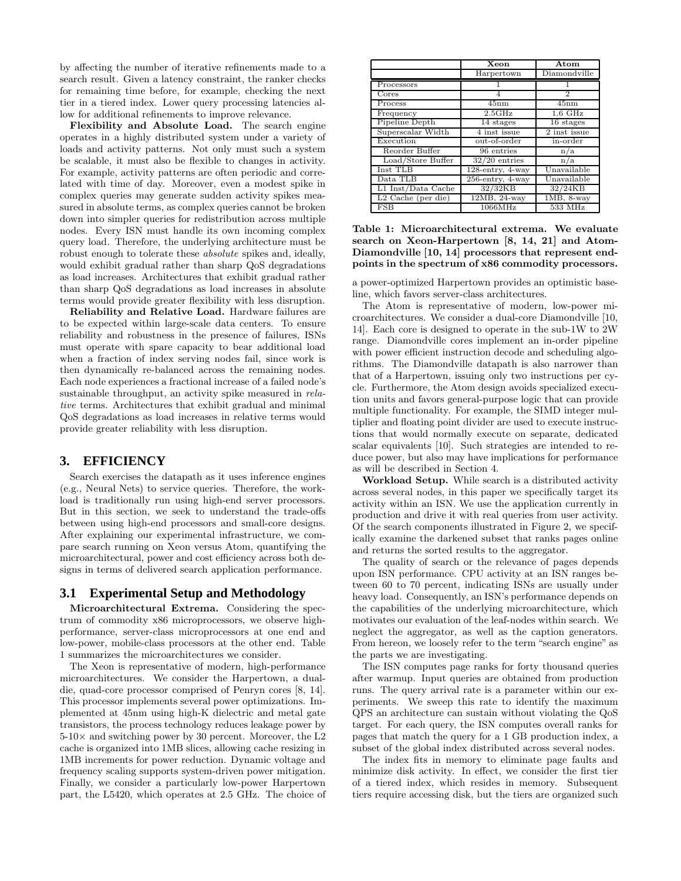by affecting the number of iterative refinements made to a search result. Given a latency constraint, the ranker checks for remaining time before, for example, checking the next tier in a tiered index. Lower query processing latencies allow for additional refinements to improve relevance.

**Flexibility and Absolute Load.** The search engine operates in a highly distributed system under a variety of loads and activity patterns. Not only must such a system be scalable, it must also be flexible to changes in activity. For example, activity patterns are often periodic and correlated with time of day. Moreover, even a modest spike in complex queries may generate sudden activity spikes measured in absolute terms, as complex queries cannot be broken down into simpler queries for redistribution across multiple nodes. Every ISN must handle its own incoming complex query load. Therefore, the underlying architecture must be robust enough to tolerate these *absolute* spikes and, ideally, would exhibit gradual rather than sharp QoS degradations as load increases. Architectures that exhibit gradual rather than sharp QoS degradations as load increases in absolute terms would provide greater flexibility with less disruption.

**Reliability and Relative Load.** Hardware failures are to be expected within large-scale data centers. To ensure reliability and robustness in the presence of failures, ISNs must operate with spare capacity to bear additional load when a fraction of index serving nodes fail, since work is then dynamically re-balanced across the remaining nodes. Each node experiences a fractional increase of a failed node's sustainable throughput, an activity spike measured in *relative* terms. Architectures that exhibit gradual and minimal QoS degradations as load increases in relative terms would provide greater reliability with less disruption.

## 3. EFFICIENCY

Search exercises the datapath as it uses inference engines (e.g., Neural Nets) to service queries. Therefore, the workload is traditionally run using high-end server processors. But in this section, we seek to understand the trade-offs between using high-end processors and small-core designs. After explaining our experimental infrastructure, we compare search running on Xeon versus Atom, quantifying the microarchitectural, power and cost efficiency across both designs in terms of delivered search application performance.

### 3.1 Experimental Setup and Methodology

**Microarchitectural Extrema.** Considering the spectrum of commodity x86 microprocessors, we observe high-performance, server-class microprocessors at one end and low-power, mobile-class processors at the other end. Table 1 summarizes the microarchitectures we consider.

The Xeon is representative of modern, high-performance microarchitectures. We consider the Harpertown, a dual-die, quad-core processor comprised of Penryn cores [8, 14]. This processor implements several power optimizations. Implemented at 45nm using high-K dielectric and metal gate transistors, the process technology reduces leakage power by 5-10× and switching power by 30 percent. Moreover, the L2 cache is organized into 1MB slices, allowing cache resizing in 1MB increments for power reduction. Dynamic voltage and frequency scaling supports system-driven power mitigation. Finally, we consider a particularly low-power Harpertown part, the L5420, which operates at 2.5 GHz. The choice of a power-optimized Harpertown provides an optimistic baseline, which favors server-class architectures.

| | **Xeon** | **Atom** |
|---|---|---|
| | Harpertown | Diamondville |
| Processors | 1 | 1 |
| Cores | 4 | 2 |
| Process | 45nm | 45nm |
| Frequency | 2.5GHz | 1.6 GHz |
| Pipeline Depth | 14 stages | 16 stages |
| Superscalar Width | 4 inst issue | 2 inst issue |
| Execution | out-of-order | in-order |
| Reorder Buffer | 96 entries | n/a |
| Load/Store Buffer | 32/20 entries | n/a |
| Inst TLB | 128-entry, 4-way | Unavailable |
| Data TLB | 256-entry, 4-way | Unavailable |
| L1 Inst/Data Cache | 32/32KB | 32/24KB |
| L2 Cache (per die) | 12MB, 24-way | 1MB, 8-way |
| FSB | 1066MHz | 533 MHz |

**Table 1: Microarchitectural extrema. We evaluate search on Xeon-Harpertown [8, 14, 21] and Atom-Diamondville [10, 14] processors that represent endpoints in the spectrum of x86 commodity processors.**

The Atom is representative of modern, low-power microarchitectures. We consider a dual-core Diamondville [10, 14]. Each core is designed to operate in the sub-1W to 2W range. Diamondville cores implement an in-order pipeline with power efficient instruction decode and scheduling algorithms. The Diamondville datapath is also narrower than that of a Harpertown, issuing only two instructions per cycle. Furthermore, the Atom design avoids specialized execution units and favors general-purpose logic that can provide multiple functionality. For example, the SIMD integer multiplier and floating point divider are used to execute instructions that would normally execute on separate, dedicated scalar equivalents [10]. Such strategies are intended to reduce power, but also may have implications for performance as will be described in Section 4.

**Workload Setup.** While search is a distributed activity across several nodes, in this paper we specifically target its activity within an ISN. We use the application currently in production and drive it with real queries from user activity. Of the search components illustrated in Figure 2, we specifically examine the darkened subset that ranks pages online and returns the sorted results to the aggregator.

The quality of search or the relevance of pages depends upon ISN performance. CPU activity at an ISN ranges between 60 to 70 percent, indicating ISNs are usually under heavy load. Consequently, an ISN's performance depends on the capabilities of the underlying microarchitecture, which motivates our evaluation of the leaf-nodes within search. We neglect the aggregator, as well as the caption generators. From hereon, we loosely refer to the term "search engine" as the parts we are investigating.

The ISN computes page ranks for forty thousand queries after warmup. Input queries are obtained from production runs. The query arrival rate is a parameter within our experiments. We sweep this rate to identify the maximum QPS an architecture can sustain without violating the QoS target. For each query, the ISN computes overall ranks for pages that match the query for a 1 GB production index, a subset of the global index distributed across several nodes.

The index fits in memory to eliminate page faults and minimize disk activity. In effect, we consider the first tier of a tiered index, which resides in memory. Subsequent tiers require accessing disk, but the tiers are organized such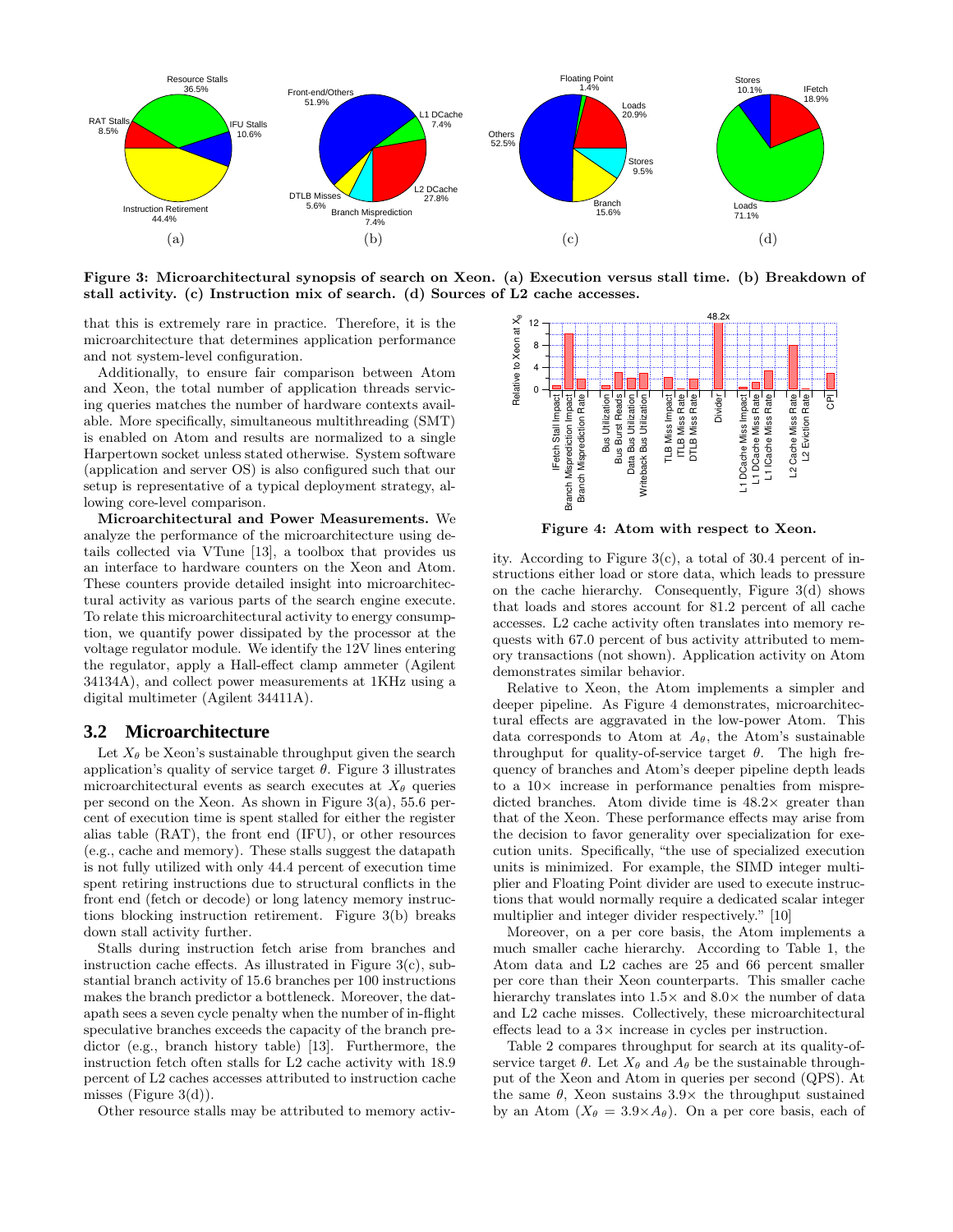Figure 3: Microarchitectural synopsis of search on Xeon. (a) Execution versus stall time. (b) Breakdown of stall activity. (c) Instruction mix of search. (d) Sources of L2 cache accesses.

that this is extremely rare in practice. Therefore, it is the microarchitecture that determines application performance and not system-level configuration.

Additionally, to ensure fair comparison between Atom and Xeon, the total number of application threads servicing queries matches the number of hardware contexts available. More specifically, simultaneous multithreading (SMT) is enabled on Atom and results are normalized to a single Harpertown socket unless stated otherwise. System software (application and server OS) is also configured such that our setup is representative of a typical deployment strategy, allowing core-level comparison.

**Microarchitectural and Power Measurements.** We analyze the performance of the microarchitecture using details collected via VTune [13], a toolbox that provides us an interface to hardware counters on the Xeon and Atom. These counters provide detailed insight into microarchitectural activity as various parts of the search engine execute. To relate this microarchitectural activity to energy consumption, we quantify power dissipated by the processor at the voltage regulator module. We identify the 12V lines entering the regulator, apply a Hall-effect clamp ammeter (Agilent 34134A), and collect power measurements at 1KHz using a digital multimeter (Agilent 34411A).

## 3.2 Microarchitecture

Let $X_\theta$ be Xeon's sustainable throughput given the search application's quality of service target $\theta$. Figure 3 illustrates microarchitectural events as search executes at $X_\theta$ queries per second on the Xeon. As shown in Figure 3(a), 55.6 percent of execution time is spent stalled for either the register alias table (RAT), the front end (IFU), or other resources (e.g., cache and memory). These stalls suggest the datapath is not fully utilized with only 44.4 percent of execution time spent retiring instructions due to structural conflicts in the front end (fetch or decode) or long latency memory instructions blocking instruction retirement. Figure 3(b) breaks down stall activity further.

Stalls during instruction fetch arise from branches and instruction cache effects. As illustrated in Figure 3(c), substantial branch activity of 15.6 branches per 100 instructions makes the branch predictor a bottleneck. Moreover, the datapath sees a seven cycle penalty when the number of in-flight speculative branches exceeds the capacity of the branch predictor (e.g., branch history table) [13]. Furthermore, the instruction fetch often stalls for L2 cache activity with 18.9 percent of L2 caches accesses attributed to instruction cache misses (Figure 3(d)).

Other resource stalls may be attributed to memory activity. According to Figure 3(c), a total of 30.4 percent of instructions either load or store data, which leads to pressure on the cache hierarchy. Consequently, Figure 3(d) shows that loads and stores account for 81.2 percent of all cache accesses. L2 cache activity often translates into memory requests with 67.0 percent of bus activity attributed to memory transactions (not shown). Application activity on Atom demonstrates similar behavior.

Figure 4: Atom with respect to Xeon.

Relative to Xeon, the Atom implements a simpler and deeper pipeline. As Figure 4 demonstrates, microarchitectural effects are aggravated in the low-power Atom. This data corresponds to Atom at $A_\theta$, the Atom's sustainable throughput for quality-of-service target $\theta$. The high frequency of branches and Atom's deeper pipeline depth leads to a 10× increase in performance penalties from mispredicted branches. Atom divide time is 48.2× greater than that of the Xeon. These performance effects may arise from the decision to favor generality over specialization for execution units. Specifically, "the use of specialized execution units is minimized. For example, the SIMD integer multiplier and Floating Point divider are used to execute instructions that would normally require a dedicated scalar integer multiplier and integer divider respectively." [10]

Moreover, on a per core basis, the Atom implements a much smaller cache hierarchy. According to Table 1, the Atom data and L2 caches are 25 and 66 percent smaller per core than their Xeon counterparts. This smaller cache hierarchy translates into 1.5× and 8.0× the number of data and L2 cache misses. Collectively, these microarchitectural effects lead to a 3× increase in cycles per instruction.

Table 2 compares throughput for search at its quality-of-service target $\theta$. Let $X_\theta$ and $A_\theta$ be the sustainable throughput of the Xeon and Atom in queries per second (QPS). At the same $\theta$, Xeon sustains 3.9× the throughput sustained by an Atom ($X_\theta = 3.9 \times A_\theta$). On a per core basis, each of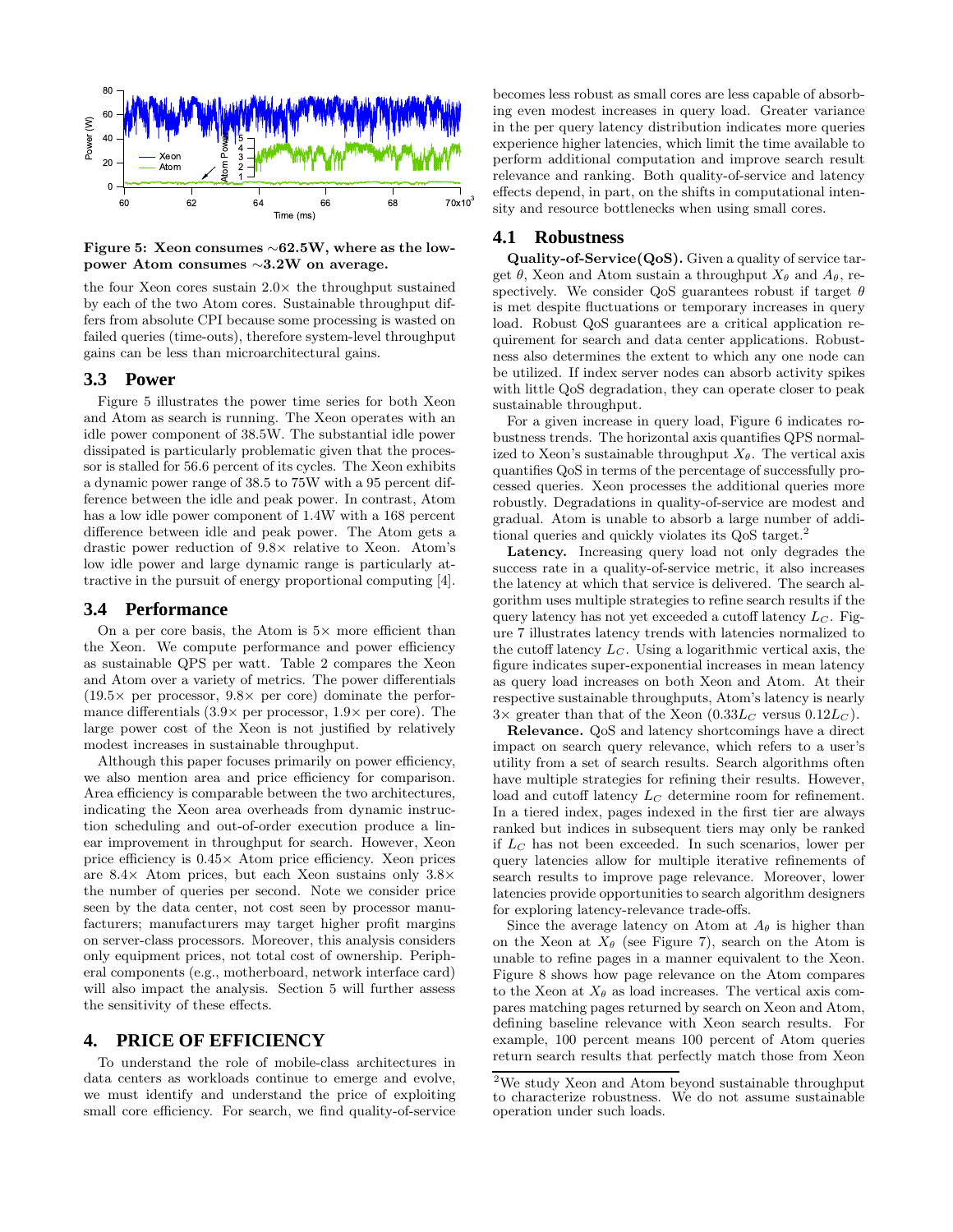**Figure 5: Xeon consumes ∼62.5W, where as the low-power Atom consumes ∼3.2W on average.**

the four Xeon cores sustain 2.0× the throughput sustained by each of the two Atom cores. Sustainable throughput differs from absolute CPI because some processing is wasted on failed queries (time-outs), therefore system-level throughput gains can be less than microarchitectural gains.

## 3.3 Power

Figure 5 illustrates the power time series for both Xeon and Atom as search is running. The Xeon operates with an idle power component of 38.5W. The substantial idle power dissipated is particularly problematic given that the processor is stalled for 56.6 percent of its cycles. The Xeon exhibits a dynamic power range of 38.5 to 75W with a 95 percent difference between the idle and peak power. In contrast, Atom has a low idle power component of 1.4W with a 168 percent difference between idle and peak power. The Atom gets a drastic power reduction of 9.8× relative to Xeon. Atom's low idle power and large dynamic range is particularly attractive in the pursuit of energy proportional computing [4].

## 3.4 Performance

On a per core basis, the Atom is 5× more efficient than the Xeon. We compute performance and power efficiency as sustainable QPS per watt. Table 2 compares the Xeon and Atom over a variety of metrics. The power differentials (19.5× per processor, 9.8× per core) dominate the performance differentials (3.9× per processor, 1.9× per core). The large power cost of the Xeon is not justified by relatively modest increases in sustainable throughput.

Although this paper focuses primarily on power efficiency, we also mention area and price efficiency for comparison. Area efficiency is comparable between the two architectures, indicating the Xeon area overheads from dynamic instruction scheduling and out-of-order execution produce a linear improvement in throughput for search. However, Xeon price efficiency is 0.45× Atom price efficiency. Xeon prices are 8.4× Atom prices, but each Xeon sustains only 3.8× the number of queries per second. Note we consider price seen by the data center, not cost seen by processor manufacturers; manufacturers may target higher profit margins on server-class processors. Moreover, this analysis considers only equipment prices, not total cost of ownership. Peripheral components (e.g., motherboard, network interface card) will also impact the analysis. Section 5 will further assess the sensitivity of these effects.

# 4. PRICE OF EFFICIENCY

To understand the role of mobile-class architectures in data centers as workloads continue to emerge and evolve, we must identify and understand the price of exploiting small core efficiency. For search, we find quality-of-service becomes less robust as small cores are less capable of absorbing even modest increases in query load. Greater variance in the per query latency distribution indicates more queries experience higher latencies, which limit the time available to perform additional computation and improve search result relevance and ranking. Both quality-of-service and latency effects depend, in part, on the shifts in computational intensity and resource bottlenecks when using small cores.

## 4.1 Robustness

**Quality-of-Service(QoS).** Given a quality of service target $\theta$, Xeon and Atom sustain a throughput $X_\theta$ and $A_\theta$, respectively. We consider QoS guarantees robust if target $\theta$ is met despite fluctuations or temporary increases in query load. Robust QoS guarantees are a critical application requirement for search and data center applications. Robustness also determines the extent to which any one node can be utilized. If index server nodes can absorb activity spikes with little QoS degradation, they can operate closer to peak sustainable throughput.

For a given increase in query load, Figure 6 indicates robustness trends. The horizontal axis quantifies QPS normalized to Xeon's sustainable throughput $X_\theta$. The vertical axis quantifies QoS in terms of the percentage of successfully processed queries. Xeon processes the additional queries more robustly. Degradations in quality-of-service are modest and gradual. Atom is unable to absorb a large number of additional queries and quickly violates its QoS target.[2]

**Latency.** Increasing query load not only degrades the success rate in a quality-of-service metric, it also increases the latency at which that service is delivered. The search algorithm uses multiple strategies to refine search results if the query latency has not yet exceeded a cutoff latency $L_C$. Figure 7 illustrates latency trends with latencies normalized to the cutoff latency $L_C$. Using a logarithmic vertical axis, the figure indicates super-exponential increases in mean latency as query load increases on both Xeon and Atom. At their respective sustainable throughputs, Atom's latency is nearly 3× greater than that of the Xeon ($0.33L_C$ versus $0.12L_C$).

**Relevance.** QoS and latency shortcomings have a direct impact on search query relevance, which refers to a user's utility from a set of search results. Search algorithms often have multiple strategies for refining their results. However, load and cutoff latency $L_C$ determine room for refinement. In a tiered index, pages indexed in the first tier are always ranked but indices in subsequent tiers may only be ranked if $L_C$ has not been exceeded. In such scenarios, lower per query latencies allow for multiple iterative refinements of search results to improve page relevance. Moreover, lower latencies provide opportunities to search algorithm designers for exploring latency-relevance trade-offs.

Since the average latency on Atom at $A_\theta$ is higher than on the Xeon at $X_\theta$ (see Figure 7), search on the Atom is unable to refine pages in a manner equivalent to the Xeon. Figure 8 shows how page relevance on the Atom compares to the Xeon at $X_\theta$ as load increases. The vertical axis compares matching pages returned by search on Xeon and Atom, defining baseline relevance with Xeon search results. For example, 100 percent means 100 percent of Atom queries return search results that perfectly match those from Xeon

[2] We study Xeon and Atom beyond sustainable throughput to characterize robustness. We do not assume sustainable operation under such loads.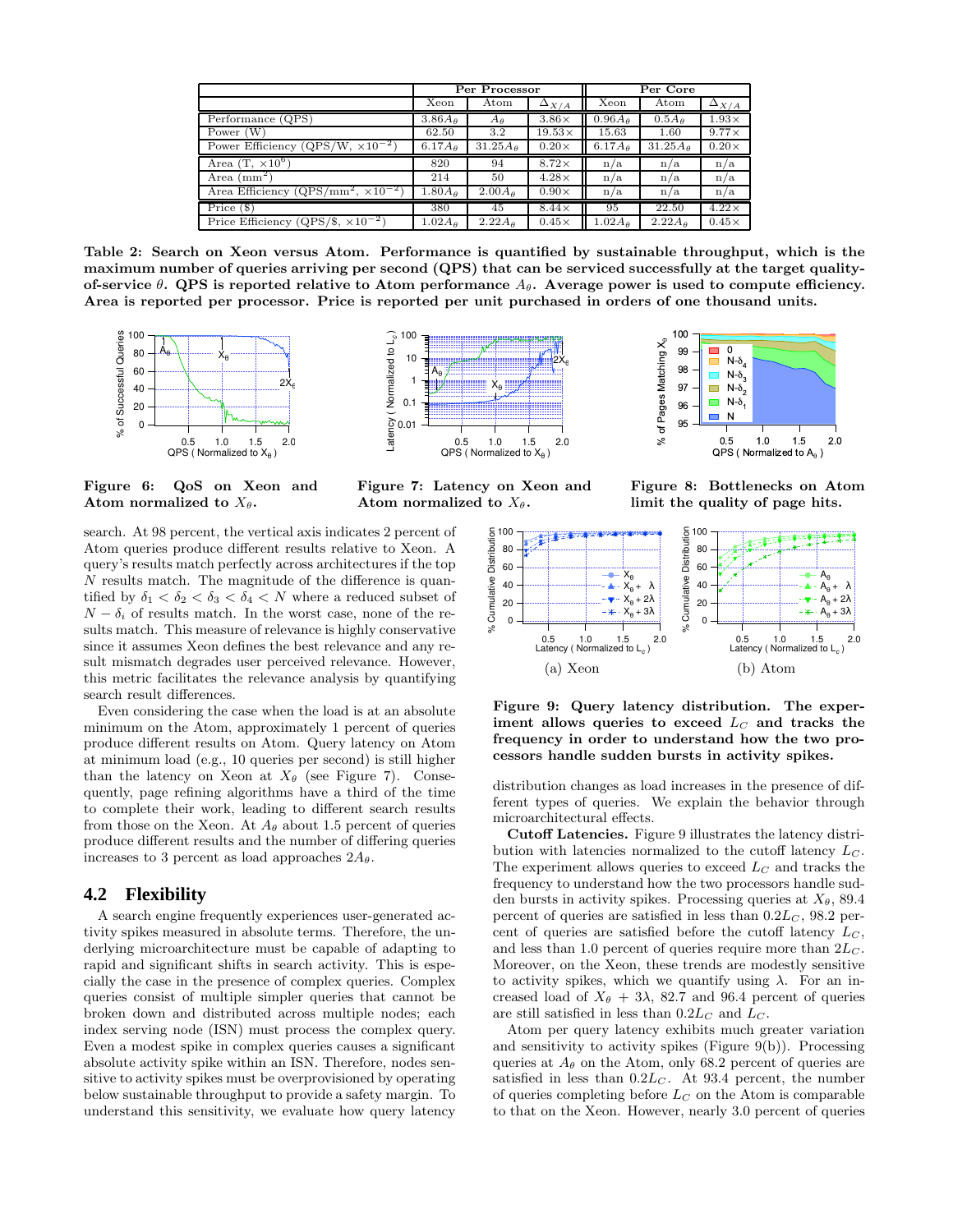| | Per Processor | | | Per Core | | |
|---|---|---|---|---|---|---|
| | Xeon | Atom | $\Delta_{X/A}$ | Xeon | Atom | $\Delta_{X/A}$ |
| Performance (QPS) | $3.86A_\theta$ | $A_\theta$ | $3.86\times$ | $0.96A_\theta$ | $0.5A_\theta$ | $1.93\times$ |
| Power (W) | 62.50 | 3.2 | $19.53\times$ | 15.63 | 1.60 | $9.77\times$ |
| Power Efficiency (QPS/W, $\times 10^{-2}$) | $6.17A_\theta$ | $31.25A_\theta$ | $0.20\times$ | $6.17A_\theta$ | $31.25A_\theta$ | $0.20\times$ |
| Area (T, $\times 10^6$) | 820 | 94 | $8.72\times$ | n/a | n/a | n/a |
| Area (mm$^2$) | 214 | 50 | $4.28\times$ | n/a | n/a | n/a |
| Area Efficiency (QPS/mm$^2$, $\times 10^{-2}$) | $1.80A_\theta$ | $2.00A_\theta$ | $0.90\times$ | n/a | n/a | n/a |
| Price ($) | 380 | 45 | $8.44\times$ | 95 | 22.50 | $4.22\times$ |
| Price Efficiency (QPS/$, $\times 10^{-2}$) | $1.02A_\theta$ | $2.22A_\theta$ | $0.45\times$ | $1.02A_\theta$ | $2.22A_\theta$ | $0.45\times$ |

**Table 2: Search on Xeon versus Atom. Performance is quantified by sustainable throughput, which is the maximum number of queries arriving per second (QPS) that can be serviced successfully at the target quality-of-service $\theta$. QPS is reported relative to Atom performance $A_\theta$. Average power is used to compute efficiency. Area is reported per processor. Price is reported per unit purchased in orders of one thousand units.**

**Figure 6: QoS on Xeon and Atom normalized to $X_\theta$.**

**Figure 7: Latency on Xeon and Atom normalized to $X_\theta$.**

**Figure 8: Bottlenecks on Atom limit the quality of page hits.**

search. At 98 percent, the vertical axis indicates 2 percent of Atom queries produce different results relative to Xeon. A query's results match perfectly across architectures if the top $N$ results match. The magnitude of the difference is quantified by $\delta_1 < \delta_2 < \delta_3 < \delta_4 < N$ where a reduced subset of $N - \delta_i$ of results match. In the worst case, none of the results match. This measure of relevance is highly conservative since it assumes Xeon defines the best relevance and any result mismatch degrades user perceived relevance. However, this metric facilitates the relevance analysis by quantifying search result differences.

Even considering the case when the load is at an absolute minimum on the Atom, approximately 1 percent of queries produce different results on Atom. Query latency on Atom at minimum load (e.g., 10 queries per second) is still higher than the latency on Xeon at $X_\theta$ (see Figure 7). Consequently, page refining algorithms have a third of the time to complete their work, leading to different search results from those on the Xeon. At $A_\theta$ about 1.5 percent of queries produce different results and the number of differing queries increases to 3 percent as load approaches $2A_\theta$.

## 4.2 Flexibility

A search engine frequently experiences user-generated activity spikes measured in absolute terms. Therefore, the underlying microarchitecture must be capable of adapting to rapid and significant shifts in search activity. This is especially the case in the presence of complex queries. Complex queries consist of multiple simpler queries that cannot be broken down and distributed across multiple nodes; each index serving node (ISN) must process the complex query. Even a modest spike in complex queries causes a significant absolute activity spike within an ISN. Therefore, nodes sensitive to activity spikes must be overprovisioned by operating below sustainable throughput to provide a safety margin. To understand this sensitivity, we evaluate how query latency distribution changes as load increases in the presence of different types of queries. We explain the behavior through microarchitectural effects.

(a) Xeon

(b) Atom

**Figure 9: Query latency distribution. The experiment allows queries to exceed $L_C$ and tracks the frequency in order to understand how the two processors handle sudden bursts in activity spikes.**

**Cutoff Latencies.** Figure 9 illustrates the latency distribution with latencies normalized to the cutoff latency $L_C$. The experiment allows queries to exceed $L_C$ and tracks the frequency to understand how the two processors handle sudden bursts in activity spikes. Processing queries at $X_\theta$, 89.4 percent of queries are satisfied in less than $0.2L_C$, 98.2 percent of queries are satisfied before the cutoff latency $L_C$, and less than 1.0 percent of queries require more than $2L_C$. Moreover, on the Xeon, these trends are modestly sensitive to activity spikes, which we quantify using $\lambda$. For an increased load of $X_\theta + 3\lambda$, 82.7 and 96.4 percent of queries are still satisfied in less than $0.2L_C$ and $L_C$.

Atom per query latency exhibits much greater variation and sensitivity to activity spikes (Figure 9(b)). Processing queries at $A_\theta$ on the Atom, only 68.2 percent of queries are satisfied in less than $0.2L_C$. At 93.4 percent, the number of queries completing before $L_C$ on the Atom is comparable to that on the Xeon. However, nearly 3.0 percent of queries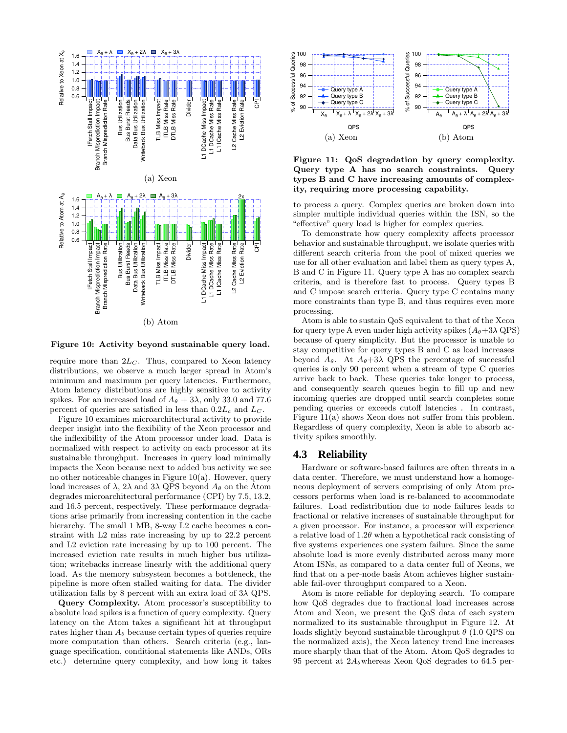(a) Xeon

(b) Atom

**Figure 10: Activity beyond sustainable query load.**

require more than $2L_C$. Thus, compared to Xeon latency distributions, we observe a much larger spread in Atom's minimum and maximum per query latencies. Furthermore, Atom latency distributions are highly sensitive to activity spikes. For an increased load of $A_\theta + 3\lambda$, only 33.0 and 77.6 percent of queries are satisfied in less than $0.2L_c$ and $L_C$.

Figure 10 examines microarchitectural activity to provide deeper insight into the flexibility of the Xeon processor and the inflexibility of the Atom processor under load. Data is normalized with respect to activity on each processor at its sustainable throughput. Increases in query load minimally impacts the Xeon because next to added bus activity we see no other noticeable changes in Figure 10(a). However, query load increases of $\lambda$, $2\lambda$ and $3\lambda$ QPS beyond $A_\theta$ on the Atom degrades microarchitectural performance (CPI) by 7.5, 13.2, and 16.5 percent, respectively. These performance degradations arise primarily from increasing contention in the cache hierarchy. The small 1 MB, 8-way L2 cache becomes a constraint with L2 miss rate increasing by up to 22.2 percent and L2 eviction rate increasing by up to 100 percent. The increased eviction rate results in much higher bus utilization; writebacks increase linearly with the additional query load. As the memory subsystem becomes a bottleneck, the pipeline is more often stalled waiting for data. The divider utilization falls by 8 percent with an extra load of $3\lambda$ QPS.

**Query Complexity.** Atom processor's susceptibility to absolute load spikes is a function of query complexity. Query latency on the Atom takes a significant hit at throughput rates higher than $A_\theta$ because certain types of queries require more computation than others. Search criteria (e.g., language specification, conditional statements like ANDs, ORs etc.) determine query complexity, and how long it takes to process a query. Complex queries are broken down into simpler multiple individual queries within the ISN, so the "effective" query load is higher for complex queries.

(a) Xeon (b) Atom

**Figure 11: QoS degradation by query complexity. Query type A has no search constraints. Query types B and C have increasing amounts of complexity, requiring more processing capability.**

To demonstrate how query complexity affects processor behavior and sustainable throughput, we isolate queries with different search criteria from the pool of mixed queries we use for all other evaluation and label them as query types A, B and C in Figure 11. Query type A has no complex search criteria, and is therefore fast to process. Query types B and C impose search criteria. Query type C contains many more constraints than type B, and thus requires even more processing.

Atom is able to sustain QoS equivalent to that of the Xeon for query type A even under high activity spikes ($A_\theta$+$3\lambda$ QPS) because of query simplicity. But the processor is unable to stay competitive for query types B and C as load increases beyond $A_\theta$. At $A_\theta$+$3\lambda$ QPS the percentage of successful queries is only 90 percent when a stream of type C queries arrive back to back. These queries take longer to process, and consequently search queues begin to fill up and new incoming queries are dropped until search completes some pending queries or exceeds cutoff latencies . In contrast, Figure 11(a) shows Xeon does not suffer from this problem. Regardless of query complexity, Xeon is able to absorb activity spikes smoothly.

## 4.3 Reliability

Hardware or software-based failures are often threats in a data center. Therefore, we must understand how a homogeneous deployment of servers comprising of only Atom processors performs when load is re-balanced to accommodate failures. Load redistribution due to node failures leads to fractional or relative increases of sustainable throughput for a given processor. For instance, a processor will experience a relative load of $1.2\theta$ when a hypothetical rack consisting of five systems experiences one system failure. Since the same absolute load is more evenly distributed across many more Atom ISNs, as compared to a data center full of Xeons, we find that on a per-node basis Atom achieves higher sustainable fail-over throughput compared to a Xeon.

Atom is more reliable for deploying search. To compare how QoS degrades due to fractional load increases across Atom and Xeon, we present the QoS data of each system normalized to its sustainable throughput in Figure 12. At loads slightly beyond sustainable throughput $\theta$ (1.0 QPS on the normalized axis), the Xeon latency trend line increases more sharply than that of the Atom. Atom QoS degrades to 95 percent at $2A_\theta$whereas Xeon QoS degrades to 64.5 per-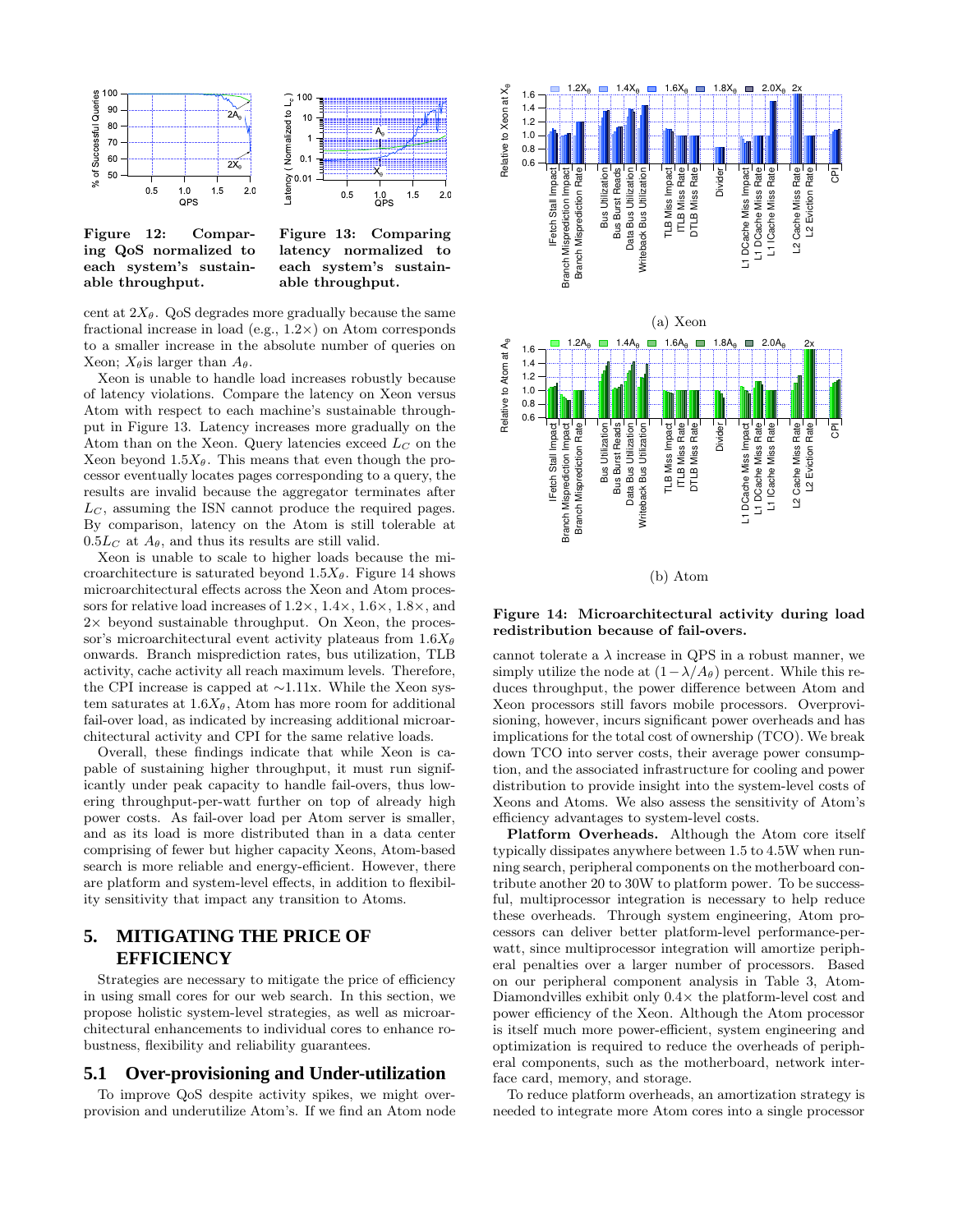**Figure 12: Comparing QoS normalized to each system's sustainable throughput.**

**Figure 13: Comparing latency normalized to each system's sustainable throughput.**

cent at $2X_\theta$. QoS degrades more gradually because the same fractional increase in load (e.g., $1.2\times$) on Atom corresponds to a smaller increase in the absolute number of queries on Xeon; $X_\theta$ is larger than $A_\theta$.

Xeon is unable to handle load increases robustly because of latency violations. Compare the latency on Xeon versus Atom with respect to each machine's sustainable throughput in Figure 13. Latency increases more gradually on the Atom than on the Xeon. Query latencies exceed $L_C$ on the Xeon beyond $1.5X_\theta$. This means that even though the processor eventually locates pages corresponding to a query, the results are invalid because the aggregator terminates after $L_C$, assuming the ISN cannot produce the required pages. By comparison, latency on the Atom is still tolerable at $0.5L_C$ at $A_\theta$, and thus its results are still valid.

Xeon is unable to scale to higher loads because the microarchitecture is saturated beyond $1.5X_\theta$. Figure 14 shows microarchitectural effects across the Xeon and Atom processors for relative load increases of $1.2\times$, $1.4\times$, $1.6\times$, $1.8\times$, and $2\times$ beyond sustainable throughput. On Xeon, the processor's microarchitectural event activity plateaus from $1.6X_\theta$ onwards. Branch misprediction rates, bus utilization, TLB activity, cache activity all reach maximum levels. Therefore, the CPI increase is capped at ~1.11x. While the Xeon system saturates at $1.6X_\theta$, Atom has more room for additional fail-over load, as indicated by increasing additional microarchitectural activity and CPI for the same relative loads.

Overall, these findings indicate that while Xeon is capable of sustaining higher throughput, it must run significantly under peak capacity to handle fail-overs, thus lowering throughput-per-watt further on top of already high power costs. As fail-over load per Atom server is smaller, and as its load is more distributed than in a data center comprising of fewer but higher capacity Xeons, Atom-based search is more reliable and energy-efficient. However, there are platform and system-level effects, in addition to flexibility sensitivity that impact any transition to Atoms.

## 5. MITIGATING THE PRICE OF EFFICIENCY

Strategies are necessary to mitigate the price of efficiency in using small cores for our web search. In this section, we propose holistic system-level strategies, as well as microarchitectural enhancements to individual cores to enhance robustness, flexibility and reliability guarantees.

### 5.1 Over-provisioning and Under-utilization

To improve QoS despite activity spikes, we might overprovision and underutilize Atom's. If we find an Atom node

(a) Xeon

(b) Atom

**Figure 14: Microarchitectural activity during load redistribution because of fail-overs.**

cannot tolerate a $\lambda$ increase in QPS in a robust manner, we simply utilize the node at $(1-\lambda/A_\theta)$ percent. While this reduces throughput, the power difference between Atom and Xeon processors still favors mobile processors. Overprovisioning, however, incurs significant power overheads and has implications for the total cost of ownership (TCO). We break down TCO into server costs, their average power consumption, and the associated infrastructure for cooling and power distribution to provide insight into the system-level costs of Xeons and Atoms. We also assess the sensitivity of Atom's efficiency advantages to system-level costs.

**Platform Overheads.** Although the Atom core itself typically dissipates anywhere between 1.5 to 4.5W when running search, peripheral components on the motherboard contribute another 20 to 30W to platform power. To be successful, multiprocessor integration is necessary to help reduce these overheads. Through system engineering, Atom processors can deliver better platform-level performance-per-watt, since multiprocessor integration will amortize peripheral penalties over a larger number of processors. Based on our peripheral component analysis in Table 3, Atom-Diamondvilles exhibit only $0.4\times$ the platform-level cost and power efficiency of the Xeon. Although the Atom processor is itself much more power-efficient, system engineering and optimization is required to reduce the overheads of peripheral components, such as the motherboard, network interface card, memory, and storage.

To reduce platform overheads, an amortization strategy is needed to integrate more Atom cores into a single processor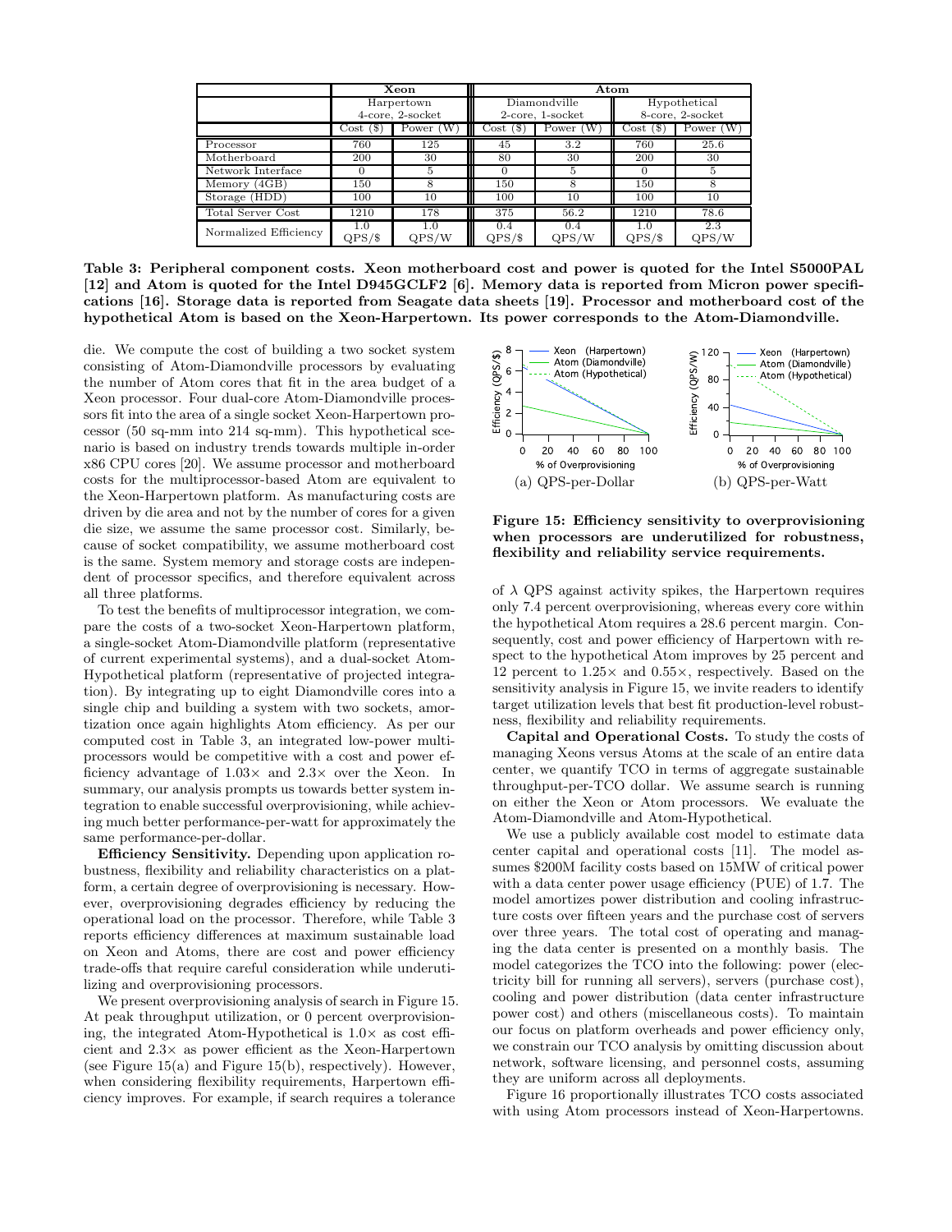| | Xeon | | Atom | | | |
|---|---|---|---|---|---|---|
| | Harpertown 4-core, 2-socket | | Diamondville 2-core, 1-socket | | Hypothetical 8-core, 2-socket | |
| | Cost ($) | Power (W) | Cost ($) | Power (W) | Cost ($) | Power (W) |
| Processor | 760 | 125 | 45 | 3.2 | 760 | 25.6 |
| Motherboard | 200 | 30 | 80 | 30 | 200 | 30 |
| Network Interface | 0 | 5 | 0 | 5 | 0 | 5 |
| Memory (4GB) | 150 | 8 | 150 | 8 | 150 | 8 |
| Storage (HDD) | 100 | 10 | 100 | 10 | 100 | 10 |
| Total Server Cost | 1210 | 178 | 375 | 56.2 | 1210 | 78.6 |
| Normalized Efficiency | 1.0 QPS/$ | 1.0 QPS/W | 0.4 QPS/$ | 0.4 QPS/W | 1.0 QPS/$ | 2.3 QPS/W |

**Table 3: Peripheral component costs. Xeon motherboard cost and power is quoted for the Intel S5000PAL [12] and Atom is quoted for the Intel D945GCLF2 [6]. Memory data is reported from Micron power specifications [16]. Storage data is reported from Seagate data sheets [19]. Processor and motherboard cost of the hypothetical Atom is based on the Xeon-Harpertown. Its power corresponds to the Atom-Diamondville.**

die. We compute the cost of building a two socket system consisting of Atom-Diamondville processors by evaluating the number of Atom cores that fit in the area budget of a Xeon processor. Four dual-core Atom-Diamondville processors fit into the area of a single socket Xeon-Harpertown processor (50 sq-mm into 214 sq-mm). This hypothetical scenario is based on industry trends towards multiple in-order x86 CPU cores [20]. We assume processor and motherboard costs for the multiprocessor-based Atom are equivalent to the Xeon-Harpertown platform. As manufacturing costs are driven by die area and not by the number of cores for a given die size, we assume the same processor cost. Similarly, because of socket compatibility, we assume motherboard cost is the same. System memory and storage costs are independent of processor specifics, and therefore equivalent across all three platforms.

To test the benefits of multiprocessor integration, we compare the costs of a two-socket Xeon-Harpertown platform, a single-socket Atom-Diamondville platform (representative of current experimental systems), and a dual-socket Atom-Hypothetical platform (representative of projected integration). By integrating up to eight Diamondville cores into a single chip and building a system with two sockets, amortization once again highlights Atom efficiency. As per our computed cost in Table 3, an integrated low-power multiprocessors would be competitive with a cost and power efficiency advantage of 1.03× and 2.3× over the Xeon. In summary, our analysis prompts us towards better system integration to enable successful overprovisioning, while achieving much better performance-per-watt for approximately the same performance-per-dollar.

**Efficiency Sensitivity.** Depending upon application robustness, flexibility and reliability characteristics on a platform, a certain degree of overprovisioning is necessary. However, overprovisioning degrades efficiency by reducing the operational load on the processor. Therefore, while Table 3 reports efficiency differences at maximum sustainable load on Xeon and Atoms, there are cost and power efficiency trade-offs that require careful consideration while underutilizing and overprovisioning processors.

We present overprovisioning analysis of search in Figure 15. At peak throughput utilization, or 0 percent overprovisioning, the integrated Atom-Hypothetical is 1.0× as cost efficient and 2.3× as power efficient as the Xeon-Harpertown (see Figure 15(a) and Figure 15(b), respectively). However, when considering flexibility requirements, Harpertown efficiency improves. For example, if search requires a tolerance of $\lambda$ QPS against activity spikes, the Harpertown requires only 7.4 percent overprovisioning, whereas every core within the hypothetical Atom requires a 28.6 percent margin. Consequently, cost and power efficiency of Harpertown with respect to the hypothetical Atom improves by 25 percent and 12 percent to 1.25× and 0.55×, respectively. Based on the sensitivity analysis in Figure 15, we invite readers to identify target utilization levels that best fit production-level robustness, flexibility and reliability requirements.

(a) QPS-per-Dollar (b) QPS-per-Watt

**Figure 15: Efficiency sensitivity to overprovisioning when processors are underutilized for robustness, flexibility and reliability service requirements.**

**Capital and Operational Costs.** To study the costs of managing Xeons versus Atoms at the scale of an entire data center, we quantify TCO in terms of aggregate sustainable throughput-per-TCO dollar. We assume search is running on either the Xeon or Atom processors. We evaluate the Atom-Diamondville and Atom-Hypothetical.

We use a publicly available cost model to estimate data center capital and operational costs [11]. The model assumes $200M facility costs based on 15MW of critical power with a data center power usage efficiency (PUE) of 1.7. The model amortizes power distribution and cooling infrastructure costs over fifteen years and the purchase cost of servers over three years. The total cost of operating and managing the data center is presented on a monthly basis. The model categorizes the TCO into the following: power (electricity bill for running all servers), servers (purchase cost), cooling and power distribution (data center infrastructure power cost) and others (miscellaneous costs). To maintain our focus on platform overheads and power efficiency only, we constrain our TCO analysis by omitting discussion about network, software licensing, and personnel costs, assuming they are uniform across all deployments.

Figure 16 proportionally illustrates TCO costs associated with using Atom processors instead of Xeon-Harpertowns.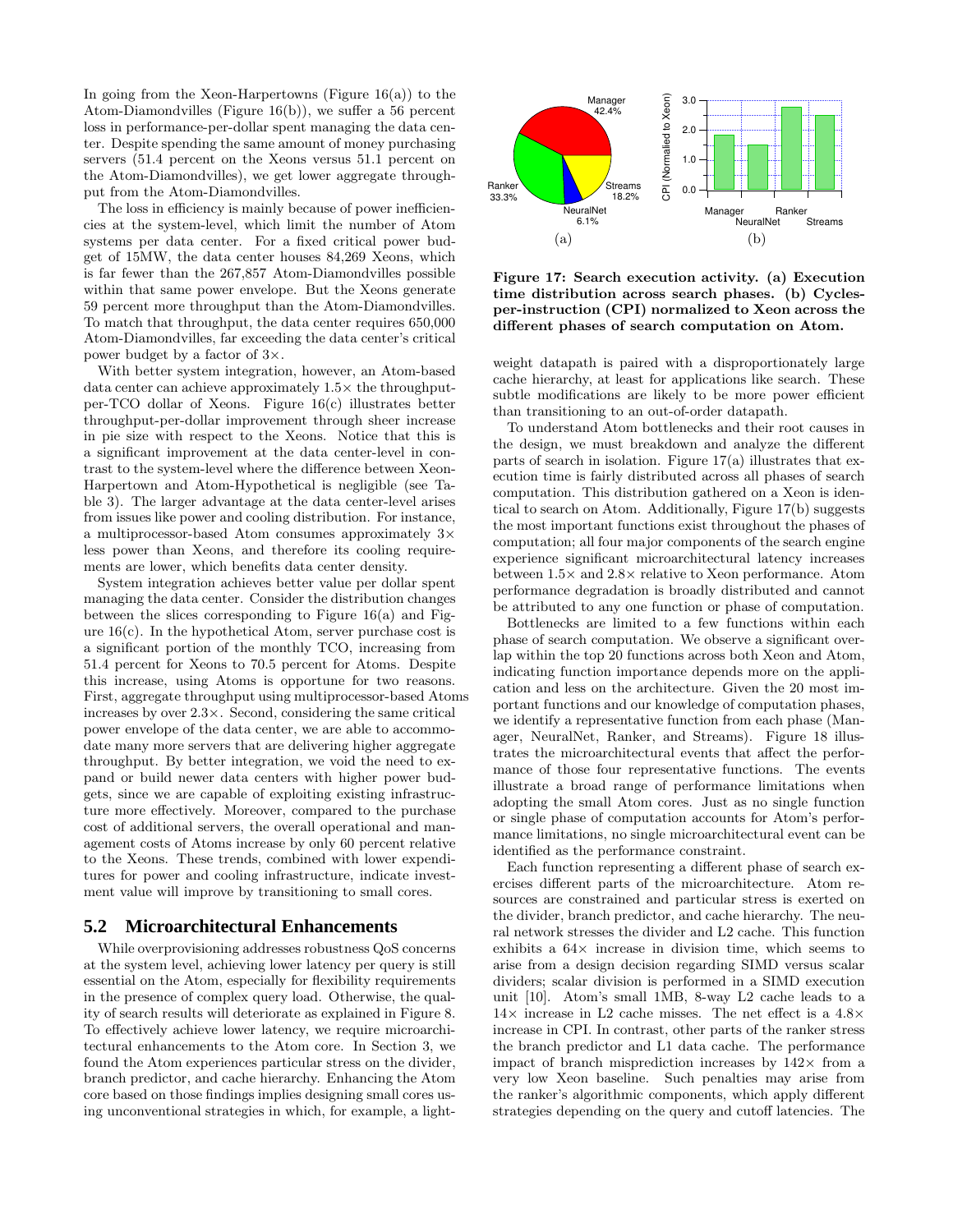In going from the Xeon-Harpertowns (Figure 16(a)) to the Atom-Diamondvilles (Figure 16(b)), we suffer a 56 percent loss in performance-per-dollar spent managing the data center. Despite spending the same amount of money purchasing servers (51.4 percent on the Xeons versus 51.1 percent on the Atom-Diamondvilles), we get lower aggregate throughput from the Atom-Diamondvilles.

The loss in efficiency is mainly because of power inefficiencies at the system-level, which limit the number of Atom systems per data center. For a fixed critical power budget of 15MW, the data center houses 84,269 Xeons, which is far fewer than the 267,857 Atom-Diamondvilles possible within that same power envelope. But the Xeons generate 59 percent more throughput than the Atom-Diamondvilles. To match that throughput, the data center requires 650,000 Atom-Diamondvilles, far exceeding the data center's critical power budget by a factor of 3×.

With better system integration, however, an Atom-based data center can achieve approximately 1.5× the throughput-per-TCO dollar of Xeons. Figure 16(c) illustrates better throughput-per-dollar improvement through sheer increase in pie size with respect to the Xeons. Notice that this is a significant improvement at the data center-level in contrast to the system-level where the difference between Xeon-Harpertown and Atom-Hypothetical is negligible (see Table 3). The larger advantage at the data center-level arises from issues like power and cooling distribution. For instance, a multiprocessor-based Atom consumes approximately 3× less power than Xeons, and therefore its cooling requirements are lower, which benefits data center density.

System integration achieves better value per dollar spent managing the data center. Consider the distribution changes between the slices corresponding to Figure 16(a) and Figure 16(c). In the hypothetical Atom, server purchase cost is a significant portion of the monthly TCO, increasing from 51.4 percent for Xeons to 70.5 percent for Atoms. Despite this increase, using Atoms is opportune for two reasons. First, aggregate throughput using multiprocessor-based Atoms increases by over 2.3×. Second, considering the same critical power envelope of the data center, we are able to accommodate many more servers that are delivering higher aggregate throughput. By better integration, we void the need to expand or build newer data centers with higher power budgets, since we are capable of exploiting existing infrastructure more effectively. Moreover, compared to the purchase cost of additional servers, the overall operational and management costs of Atoms increase by only 60 percent relative to the Xeons. These trends, combined with lower expenditures for power and cooling infrastructure, indicate investment value will improve by transitioning to small cores.

## 5.2 Microarchitectural Enhancements

While overprovisioning addresses robustness QoS concerns at the system level, achieving lower latency per query is still essential on the Atom, especially for flexibility requirements in the presence of complex query load. Otherwise, the quality of search results will deteriorate as explained in Figure 8. To effectively achieve lower latency, we require microarchitectural enhancements to the Atom core. In Section 3, we found the Atom experiences particular stress on the divider, branch predictor, and cache hierarchy. Enhancing the Atom core based on those findings implies designing small cores using unconventional strategies in which, for example, a lightweight datapath is paired with a disproportionately large cache hierarchy, at least for applications like search. These subtle modifications are likely to be more power efficient than transitioning to an out-of-order datapath.

**Figure 17: Search execution activity. (a) Execution time distribution across search phases. (b) Cycles-per-instruction (CPI) normalized to Xeon across the different phases of search computation on Atom.**

To understand Atom bottlenecks and their root causes in the design, we must breakdown and analyze the different parts of search in isolation. Figure 17(a) illustrates that execution time is fairly distributed across all phases of search computation. This distribution gathered on a Xeon is identical to search on Atom. Additionally, Figure 17(b) suggests the most important functions exist throughout the phases of computation; all four major components of the search engine experience significant microarchitectural latency increases between 1.5× and 2.8× relative to Xeon performance. Atom performance degradation is broadly distributed and cannot be attributed to any one function or phase of computation.

Bottlenecks are limited to a few functions within each phase of search computation. We observe a significant overlap within the top 20 functions across both Xeon and Atom, indicating function importance depends more on the application and less on the architecture. Given the 20 most important functions and our knowledge of computation phases, we identify a representative function from each phase (Manager, NeuralNet, Ranker, and Streams). Figure 18 illustrates the microarchitectural events that affect the performance of those four representative functions. The events illustrate a broad range of performance limitations when adopting the small Atom cores. Just as no single function or single phase of computation accounts for Atom's performance limitations, no single microarchitectural event can be identified as the performance constraint.

Each function representing a different phase of search exercises different parts of the microarchitecture. Atom resources are constrained and particular stress is exerted on the divider, branch predictor, and cache hierarchy. The neural network stresses the divider and L2 cache. This function exhibits a 64× increase in division time, which seems to arise from a design decision regarding SIMD versus scalar dividers; scalar division is performed in a SIMD execution unit [10]. Atom's small 1MB, 8-way L2 cache leads to a 14× increase in L2 cache misses. The net effect is a 4.8× increase in CPI. In contrast, other parts of the ranker stress the branch predictor and L1 data cache. The performance impact of branch misprediction increases by 142× from a very low Xeon baseline. Such penalties may arise from the ranker's algorithmic components, which apply different strategies depending on the query and cutoff latencies. The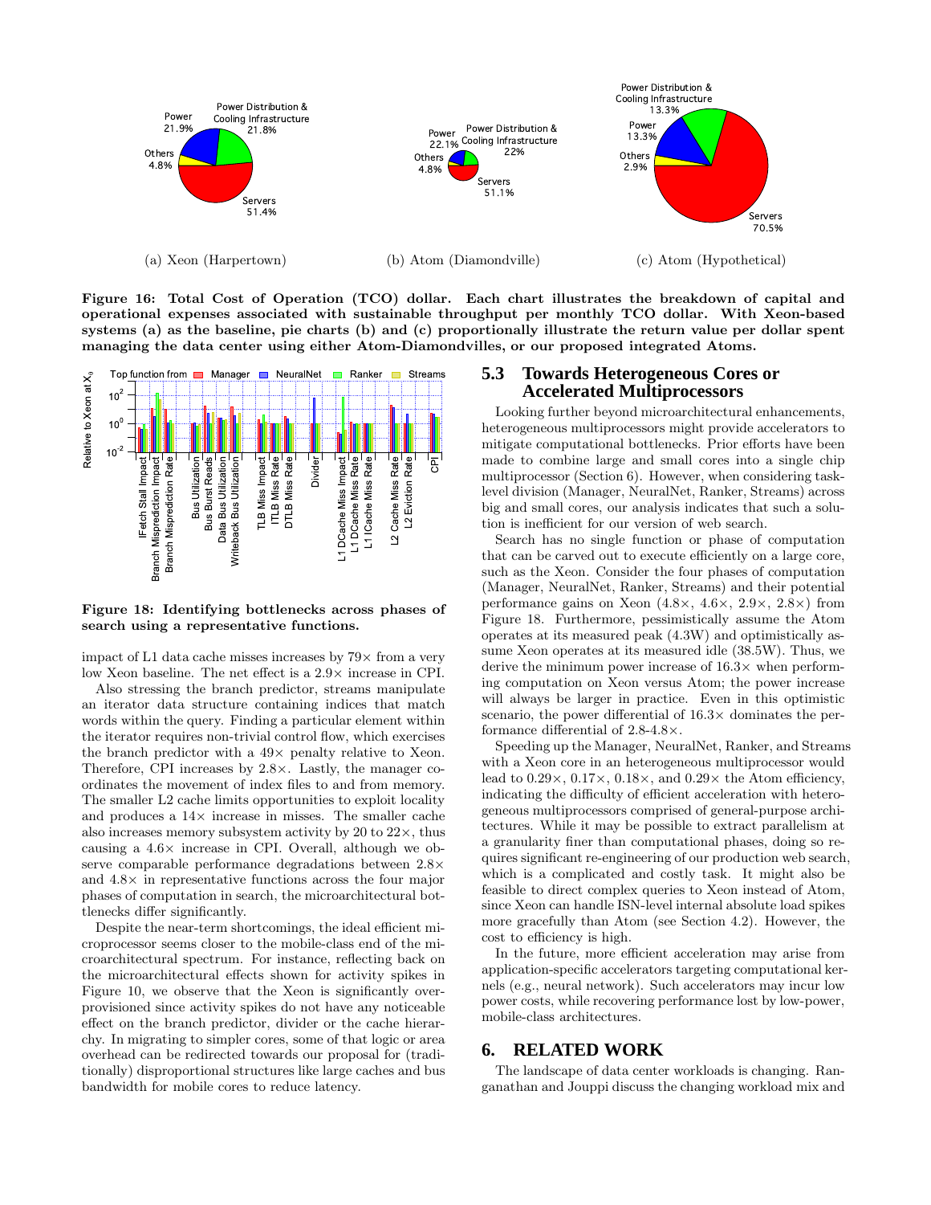Figure 16: Total Cost of Operation (TCO) dollar. Each chart illustrates the breakdown of capital and operational expenses associated with sustainable throughput per monthly TCO dollar. With Xeon-based systems (a) as the baseline, pie charts (b) and (c) proportionally illustrate the return value per dollar spent managing the data center using either Atom-Diamondvilles, or our proposed integrated Atoms.

Figure 18: Identifying bottlenecks across phases of search using a representative functions.

impact of L1 data cache misses increases by 79× from a very low Xeon baseline. The net effect is a 2.9× increase in CPI.

Also stressing the branch predictor, streams manipulate an iterator data structure containing indices that match words within the query. Finding a particular element within the iterator requires non-trivial control flow, which exercises the branch predictor with a 49× penalty relative to Xeon. Therefore, CPI increases by 2.8×. Lastly, the manager coordinates the movement of index files to and from memory. The smaller L2 cache limits opportunities to exploit locality and produces a 14× increase in misses. The smaller cache also increases memory subsystem activity by 20 to 22×, thus causing a 4.6× increase in CPI. Overall, although we observe comparable performance degradations between 2.8× and 4.8× in representative functions across the four major phases of computation in search, the microarchitectural bottlenecks differ significantly.

Despite the near-term shortcomings, the ideal efficient microprocessor seems closer to the mobile-class end of the microarchitectural spectrum. For instance, reflecting back on the microarchitectural effects shown for activity spikes in Figure 10, we observe that the Xeon is significantly over-provisioned since activity spikes do not have any noticeable effect on the branch predictor, divider or the cache hierarchy. In migrating to simpler cores, some of that logic or area overhead can be redirected towards our proposal for (traditionally) disproportional structures like large caches and bus bandwidth for mobile cores to reduce latency.

## 5.3 Towards Heterogeneous Cores or Accelerated Multiprocessors

Looking further beyond microarchitectural enhancements, heterogeneous multiprocessors might provide accelerators to mitigate computational bottlenecks. Prior efforts have been made to combine large and small cores into a single chip multiprocessor (Section 6). However, when considering task-level division (Manager, NeuralNet, Ranker, Streams) across big and small cores, our analysis indicates that such a solution is inefficient for our version of web search.

Search has no single function or phase of computation that can be carved out to execute efficiently on a large core, such as the Xeon. Consider the four phases of computation (Manager, NeuralNet, Ranker, Streams) and their potential performance gains on Xeon (4.8×, 4.6×, 2.9×, 2.8×) from Figure 18. Furthermore, pessimistically assume the Atom operates at its measured peak (4.3W) and optimistically assume Xeon operates at its measured idle (38.5W). Thus, we derive the minimum power increase of 16.3× when performing computation on Xeon versus Atom; the power increase will always be larger in practice. Even in this optimistic scenario, the power differential of 16.3× dominates the performance differential of 2.8-4.8×.

Speeding up the Manager, NeuralNet, Ranker, and Streams with a Xeon core in an heterogeneous multiprocessor would lead to 0.29×, 0.17×, 0.18×, and 0.29× the Atom efficiency, indicating the difficulty of efficient acceleration with heterogeneous multiprocessors comprised of general-purpose architectures. While it may be possible to extract parallelism at a granularity finer than computational phases, doing so requires significant re-engineering of our production web search, which is a complicated and costly task. It might also be feasible to direct complex queries to Xeon instead of Atom, since Xeon can handle ISN-level internal absolute load spikes more gracefully than Atom (see Section 4.2). However, the cost to efficiency is high.

In the future, more efficient acceleration may arise from application-specific accelerators targeting computational kernels (e.g., neural network). Such accelerators may incur low power costs, while recovering performance lost by low-power, mobile-class architectures.

# 6. RELATED WORK

The landscape of data center workloads is changing. Ranganathan and Jouppi discuss the changing workload mix and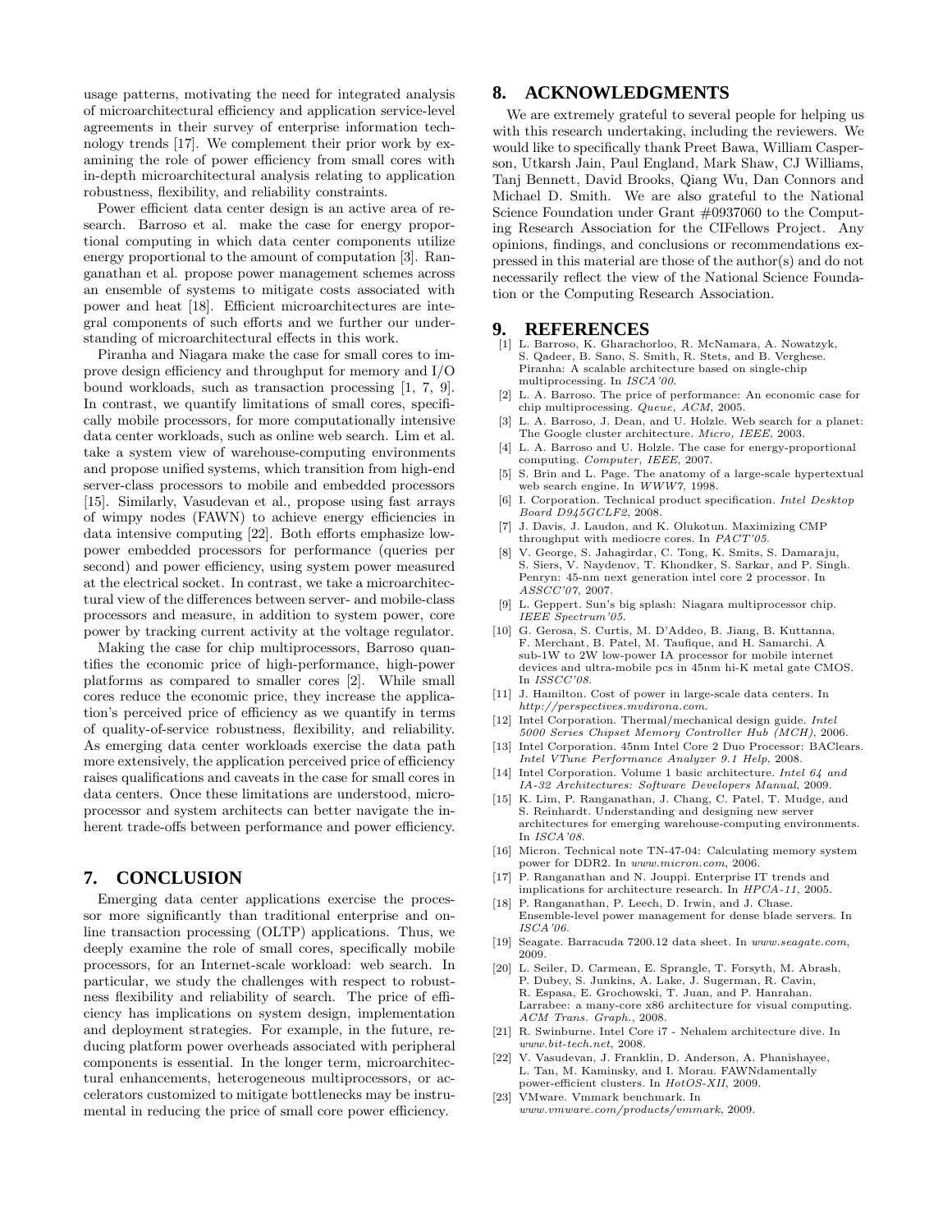usage patterns, motivating the need for integrated analysis of microarchitectural efficiency and application service-level agreements in their survey of enterprise information technology trends [17]. We complement their prior work by examining the role of power efficiency from small cores with in-depth microarchitectural analysis relating to application robustness, flexibility, and reliability constraints.

Power efficient data center design is an active area of research. Barroso et al. make the case for energy proportional computing in which data center components utilize energy proportional to the amount of computation [3]. Ranganathan et al. propose power management schemes across an ensemble of systems to mitigate costs associated with power and heat [18]. Efficient microarchitectures are integral components of such efforts and we further our understanding of microarchitectural effects in this work.

Piranha and Niagara make the case for small cores to improve design efficiency and throughput for memory and I/O bound workloads, such as transaction processing [1, 7, 9]. In contrast, we quantify limitations of small cores, specifically mobile processors, for more computationally intensive data center workloads, such as online web search. Lim et al. take a system view of warehouse-computing environments and propose unified systems, which transition from high-end server-class processors to mobile and embedded processors [15]. Similarly, Vasudevan et al., propose using fast arrays of wimpy nodes (FAWN) to achieve energy efficiencies in data intensive computing [22]. Both efforts emphasize low-power embedded processors for performance (queries per second) and power efficiency, using system power measured at the electrical socket. In contrast, we take a microarchitectural view of the differences between server- and mobile-class processors and measure, in addition to system power, core power by tracking current activity at the voltage regulator.

Making the case for chip multiprocessors, Barroso quantifies the economic price of high-performance, high-power platforms as compared to smaller cores [2]. While small cores reduce the economic price, they increase the application's perceived price of efficiency as we quantify in terms of quality-of-service robustness, flexibility, and reliability. As emerging data center workloads exercise the data path more extensively, the application perceived price of efficiency raises qualifications and caveats in the case for small cores in data centers. Once these limitations are understood, microprocessor and system architects can better navigate the inherent trade-offs between performance and power efficiency.

# 7. CONCLUSION

Emerging data center applications exercise the processor more significantly than traditional enterprise and online transaction processing (OLTP) applications. Thus, we deeply examine the role of small cores, specifically mobile processors, for an Internet-scale workload: web search. In particular, we study the challenges with respect to robustness flexibility and reliability of search. The price of efficiency has implications on system design, implementation and deployment strategies. For example, in the future, reducing platform power overheads associated with peripheral components is essential. In the longer term, microarchitectural enhancements, heterogeneous multiprocessors, or accelerators customized to mitigate bottlenecks may be instrumental in reducing the price of small core power efficiency.

# 8. ACKNOWLEDGMENTS

We are extremely grateful to several people for helping us with this research undertaking, including the reviewers. We would like to specifically thank Preet Bawa, William Casperson, Utkarsh Jain, Paul England, Mark Shaw, CJ Williams, Tanj Bennett, David Brooks, Qiang Wu, Dan Connors and Michael D. Smith. We are also grateful to the National Science Foundation under Grant #0937060 to the Computing Research Association for the CIFellows Project. Any opinions, findings, and conclusions or recommendations expressed in this material are those of the author(s) and do not necessarily reflect the view of the National Science Foundation or the Computing Research Association.

# 9. REFERENCES

[1] L. Barroso, K. Gharachorloo, R. McNamara, A. Nowatzyk, S. Qadeer, B. Sano, S. Smith, R. Stets, and B. Verghese. Piranha: A scalable architecture based on single-chip multiprocessing. In *ISCA'00*.

[2] L. A. Barroso. The price of performance: An economic case for chip multiprocessing. *Queue, ACM*, 2005.

[3] L. A. Barroso, J. Dean, and U. Holzle. Web search for a planet: The Google cluster architecture. *Micro, IEEE*, 2003.

[4] L. A. Barroso and U. Holzle. The case for energy-proportional computing. *Computer, IEEE*, 2007.

[5] S. Brin and L. Page. The anatomy of a large-scale hypertextual web search engine. In *WWW7*, 1998.

[6] I. Corporation. Technical product specification. *Intel Desktop Board D945GCLF2*, 2008.

[7] J. Davis, J. Laudon, and K. Olukotun. Maximizing CMP throughput with mediocre cores. In *PACT'05*.

[8] V. George, S. Jahagirdar, C. Tong, K. Smits, S. Damaraju, S. Siers, V. Naydenov, T. Khondker, S. Sarkar, and P. Singh. Penryn: 45-nm next generation intel core 2 processor. In *ASSCC'07*, 2007.

[9] L. Geppert. Sun's big splash: Niagara multiprocessor chip. *IEEE Spectrum'05*.

[10] G. Gerosa, S. Curtis, M. D'Addeo, B. Jiang, B. Kuttanna, F. Merchant, B. Patel, M. Taufique, and H. Samarchi. A sub-1W to 2W low-power IA processor for mobile internet devices and ultra-mobile pcs in 45nm hi-K metal gate CMOS. In *ISSCC'08*.

[11] J. Hamilton. Cost of power in large-scale data centers. In *http://perspectives.mvdirona.com*.

[12] Intel Corporation. Thermal/mechanical design guide. *Intel 5000 Series Chipset Memory Controller Hub (MCH)*, 2006.

[13] Intel Corporation. 45nm Intel Core 2 Duo Processor: BAClears. *Intel VTune Performance Analyzer 9.1 Help*, 2008.

[14] Intel Corporation. Volume 1 basic architecture. *Intel 64 and IA-32 Architectures: Software Developers Manual*, 2009.

[15] K. Lim, P. Ranganathan, J. Chang, C. Patel, T. Mudge, and S. Reinhardt. Understanding and designing new server architectures for emerging warehouse-computing environments. In *ISCA'08*.

[16] Micron. Technical note TN-47-04: Calculating memory system power for DDR2. In *www.micron.com*, 2006.

[17] P. Ranganathan and N. Jouppi. Enterprise IT trends and implications for architecture research. In *HPCA-11*, 2005.

[18] P. Ranganathan, P. Leech, D. Irwin, and J. Chase. Ensemble-level power management for dense blade servers. In *ISCA'06*.

[19] Seagate. Barracuda 7200.12 data sheet. In *www.seagate.com*, 2009.

[20] L. Seiler, D. Carmean, E. Sprangle, T. Forsyth, M. Abrash, P. Dubey, S. Junkins, A. Lake, J. Sugerman, R. Cavin, R. Espasa, E. Grochowski, T. Juan, and P. Hanrahan. Larrabee: a many-core x86 architecture for visual computing. *ACM Trans. Graph.*, 2008.

[21] R. Swinburne. Intel Core i7 - Nehalem architecture dive. In *www.bit-tech.net*, 2008.

[22] V. Vasudevan, J. Franklin, D. Anderson, A. Phanishayee, L. Tan, M. Kaminsky, and I. Morau. FAWNdamentally power-efficient clusters. In *HotOS-XII*, 2009.

[23] VMware. Vmmark benchmark. In *www.vmware.com/products/vmmark*, 2009.